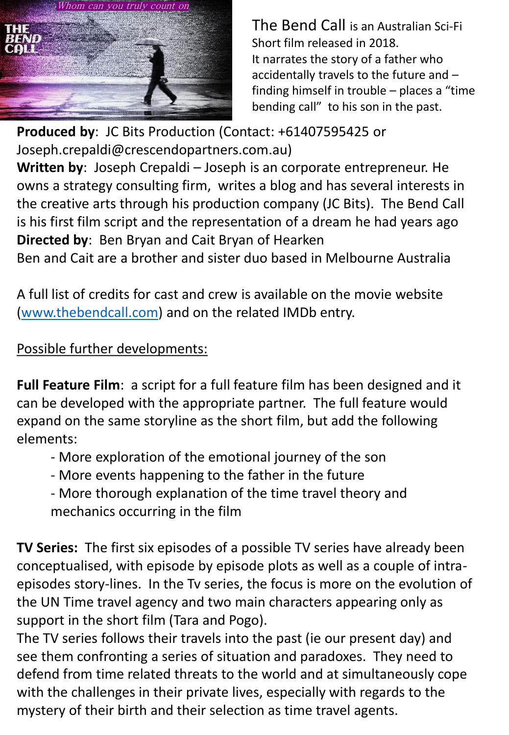The Bend Call is an Australian Sci-Fi Short film released in 2018.
It narrates the story of a father who accidentally travels to the future and – finding himself in trouble – places a "time bending call" to his son in the past.

**Produced by**: JC Bits Production (Contact: +61407595425 or Joseph.crepaldi@crescendopartners.com.au)
**Written by**: Joseph Crepaldi – Joseph is an corporate entrepreneur. He owns a strategy consulting firm, writes a blog and has several interests in the creative arts through his production company (JC Bits). The Bend Call is his first film script and the representation of a dream he had years ago
**Directed by**: Ben Bryan and Cait Bryan of Hearken
Ben and Cait are a brother and sister duo based in Melbourne Australia

A full list of credits for cast and crew is available on the movie website ([www.thebendcall.com](www.thebendcall.com)) and on the related IMDb entry.

<u>Possible further developments:</u>

**Full Feature Film**: a script for a full feature film has been designed and it can be developed with the appropriate partner. The full feature would expand on the same storyline as the short film, but add the following elements:

- More exploration of the emotional journey of the son
- More events happening to the father in the future
- More thorough explanation of the time travel theory and mechanics occurring in the film

**TV Series:** The first six episodes of a possible TV series have already been conceptualised, with episode by episode plots as well as a couple of intra-episodes story-lines. In the Tv series, the focus is more on the evolution of the UN Time travel agency and two main characters appearing only as support in the short film (Tara and Pogo).
The TV series follows their travels into the past (ie our present day) and see them confronting a series of situation and paradoxes. They need to defend from time related threats to the world and at simultaneously cope with the challenges in their private lives, especially with regards to the mystery of their birth and their selection as time travel agents.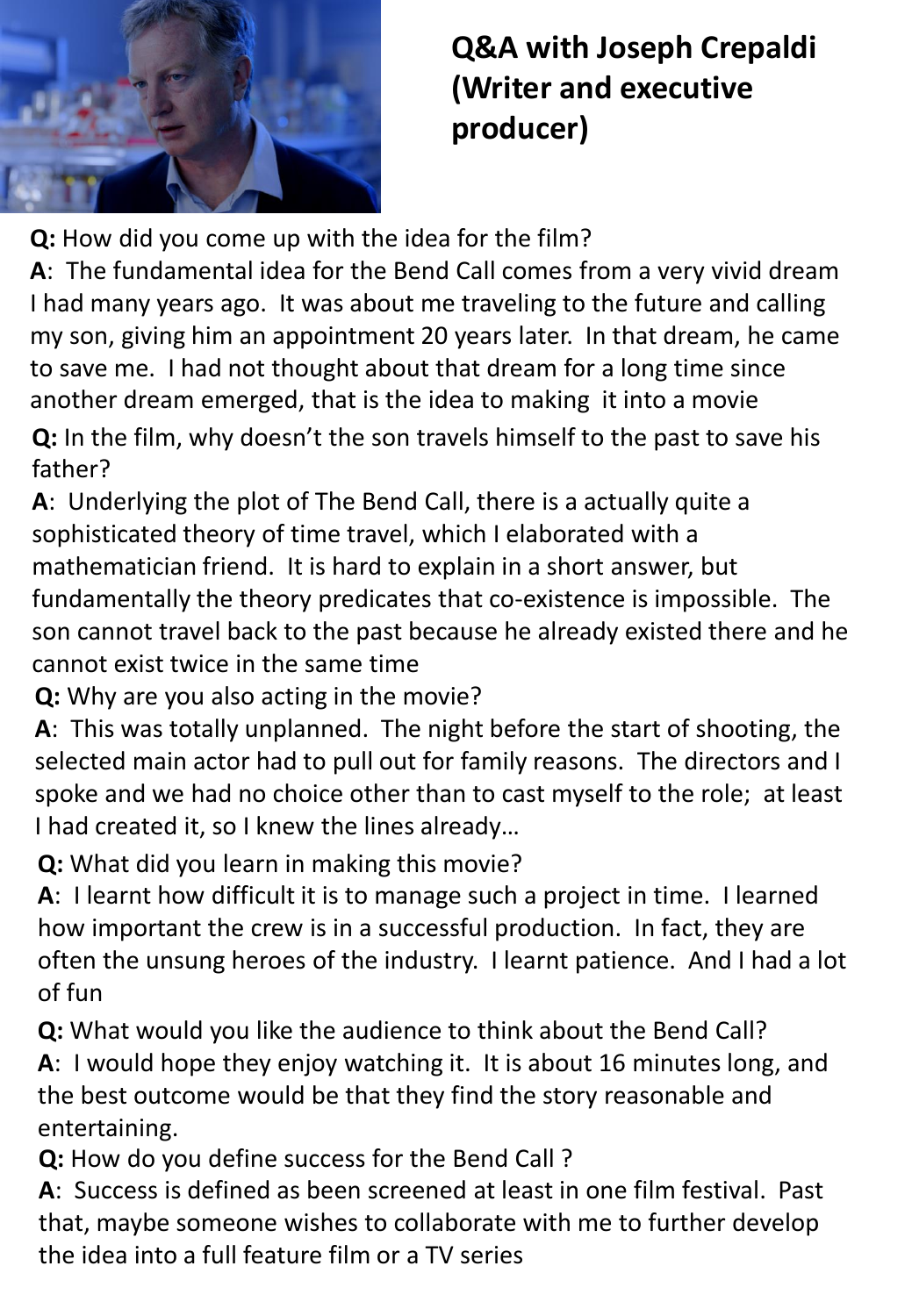## Q&A with Joseph Crepaldi (Writer and executive producer)

**Q:** How did you come up with the idea for the film?
**A**: The fundamental idea for the Bend Call comes from a very vivid dream I had many years ago. It was about me traveling to the future and calling my son, giving him an appointment 20 years later. In that dream, he came to save me. I had not thought about that dream for a long time since another dream emerged, that is the idea to making it into a movie

**Q:** In the film, why doesn't the son travels himself to the past to save his father?
**A**: Underlying the plot of The Bend Call, there is a actually quite a sophisticated theory of time travel, which I elaborated with a mathematician friend. It is hard to explain in a short answer, but fundamentally the theory predicates that co-existence is impossible. The son cannot travel back to the past because he already existed there and he cannot exist twice in the same time

**Q:** Why are you also acting in the movie?
**A**: This was totally unplanned. The night before the start of shooting, the selected main actor had to pull out for family reasons. The directors and I spoke and we had no choice other than to cast myself to the role; at least I had created it, so I knew the lines already…

**Q:** What did you learn in making this movie?
**A**: I learnt how difficult it is to manage such a project in time. I learned how important the crew is in a successful production. In fact, they are often the unsung heroes of the industry. I learnt patience. And I had a lot of fun

**Q:** What would you like the audience to think about the Bend Call?
**A**: I would hope they enjoy watching it. It is about 16 minutes long, and the best outcome would be that they find the story reasonable and entertaining.

**Q:** How do you define success for the Bend Call ?
**A**: Success is defined as been screened at least in one film festival. Past that, maybe someone wishes to collaborate with me to further develop the idea into a full feature film or a TV series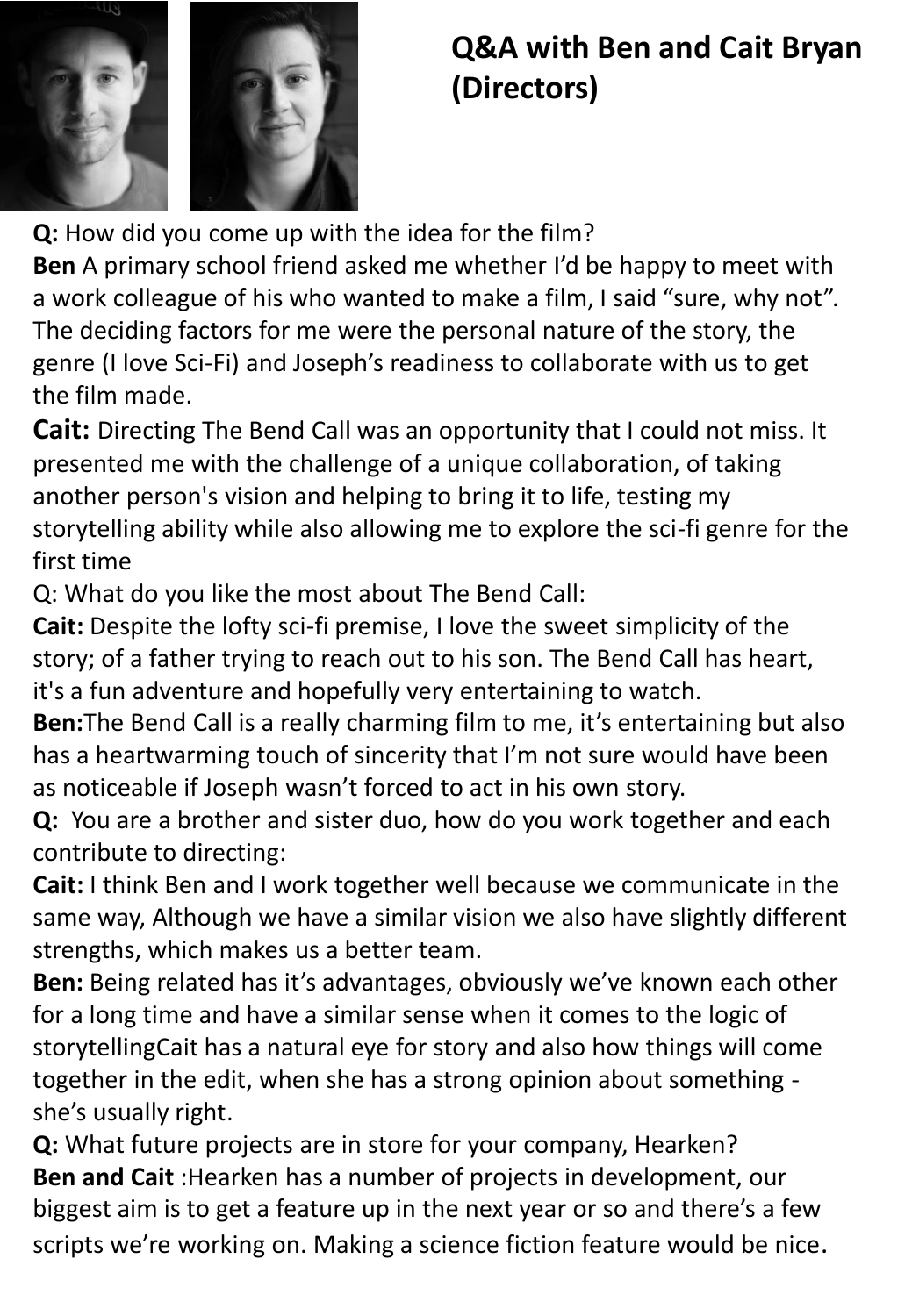# Q&A with Ben and Cait Bryan (Directors)

**Q:** How did you come up with the idea for the film?

**Ben** A primary school friend asked me whether I'd be happy to meet with a work colleague of his who wanted to make a film, I said "sure, why not". The deciding factors for me were the personal nature of the story, the genre (I love Sci-Fi) and Joseph's readiness to collaborate with us to get the film made.

**Cait:** Directing The Bend Call was an opportunity that I could not miss. It presented me with the challenge of a unique collaboration, of taking another person's vision and helping to bring it to life, testing my storytelling ability while also allowing me to explore the sci-fi genre for the first time

Q: What do you like the most about The Bend Call:

**Cait:** Despite the lofty sci-fi premise, I love the sweet simplicity of the story; of a father trying to reach out to his son. The Bend Call has heart, it's a fun adventure and hopefully very entertaining to watch.

**Ben:**The Bend Call is a really charming film to me, it's entertaining but also has a heartwarming touch of sincerity that I'm not sure would have been as noticeable if Joseph wasn't forced to act in his own story.

**Q:** You are a brother and sister duo, how do you work together and each contribute to directing:

**Cait:** I think Ben and I work together well because we communicate in the same way, Although we have a similar vision we also have slightly different strengths, which makes us a better team.

**Ben:** Being related has it's advantages, obviously we've known each other for a long time and have a similar sense when it comes to the logic of storytellingCait has a natural eye for story and also how things will come together in the edit, when she has a strong opinion about something - she's usually right.

**Q:** What future projects are in store for your company, Hearken?

**Ben and Cait** :Hearken has a number of projects in development, our biggest aim is to get a feature up in the next year or so and there's a few scripts we're working on. Making a science fiction feature would be nice.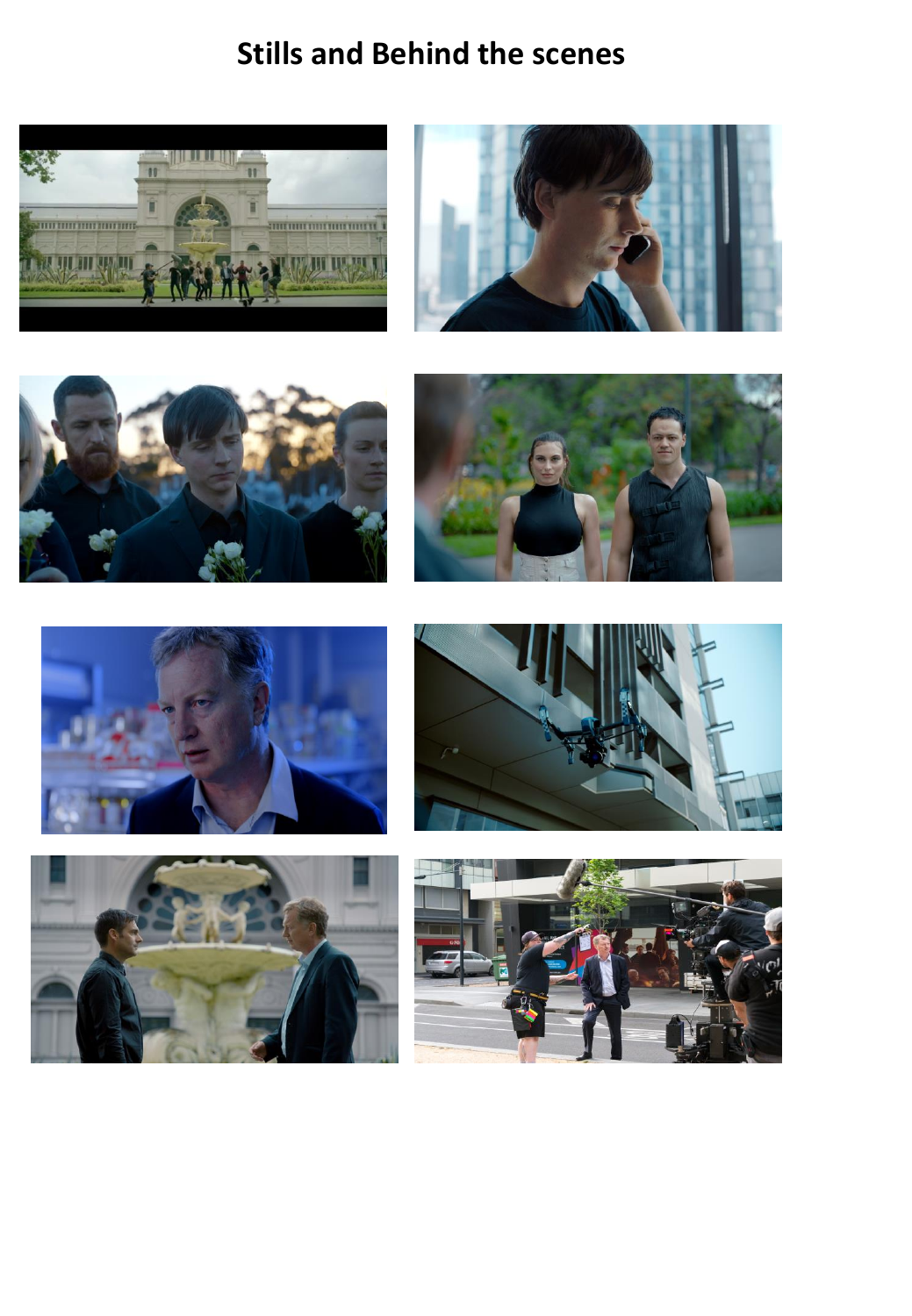# Stills and Behind the scenes